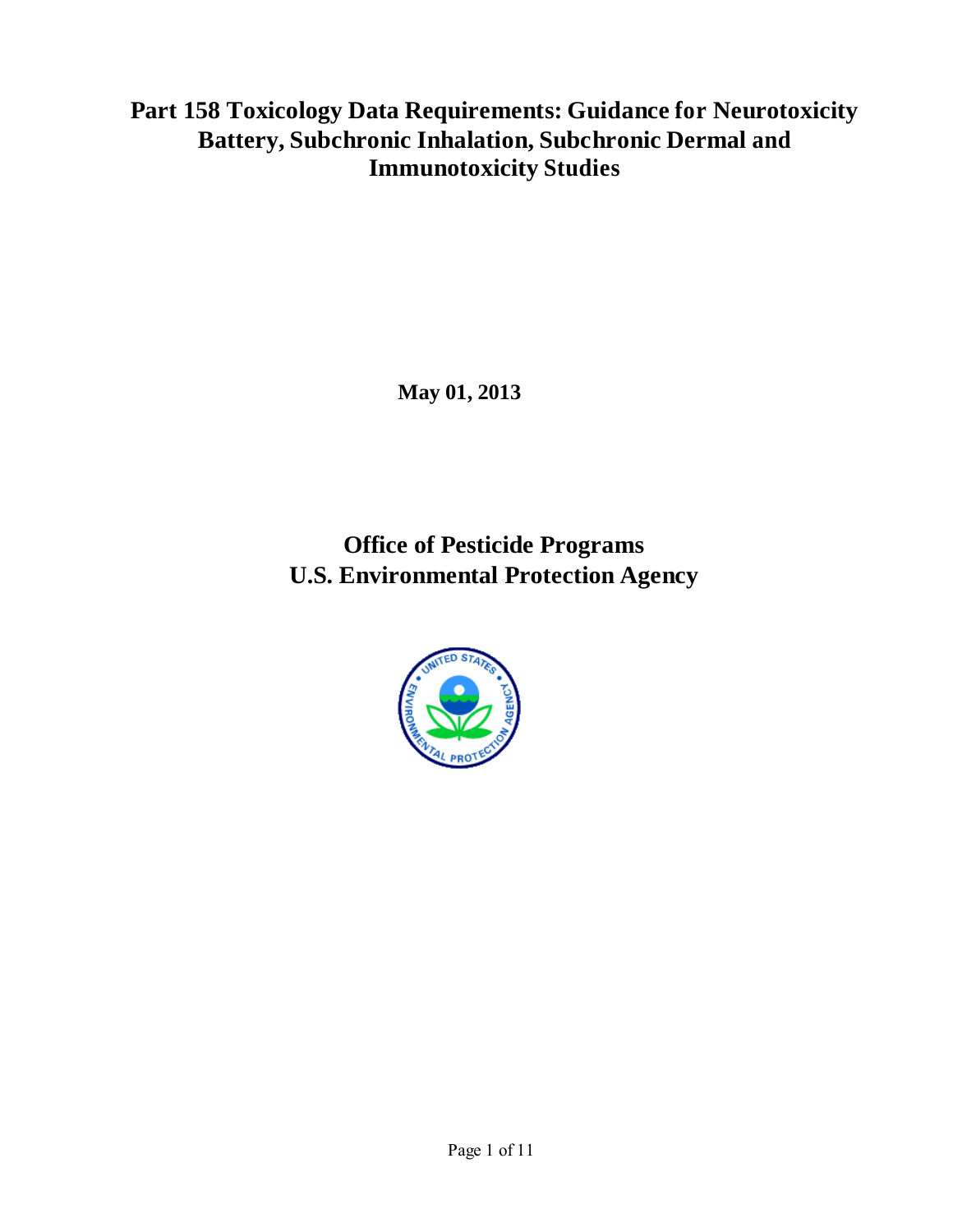# Part 158 Toxicology Data Requirements: Guidance for Neurotoxicity Battery, Subchronic Inhalation, Subchronic Dermal and Immunotoxicity Studies

**May 01, 2013**

## Office of Pesticide Programs
## U.S. Environmental Protection Agency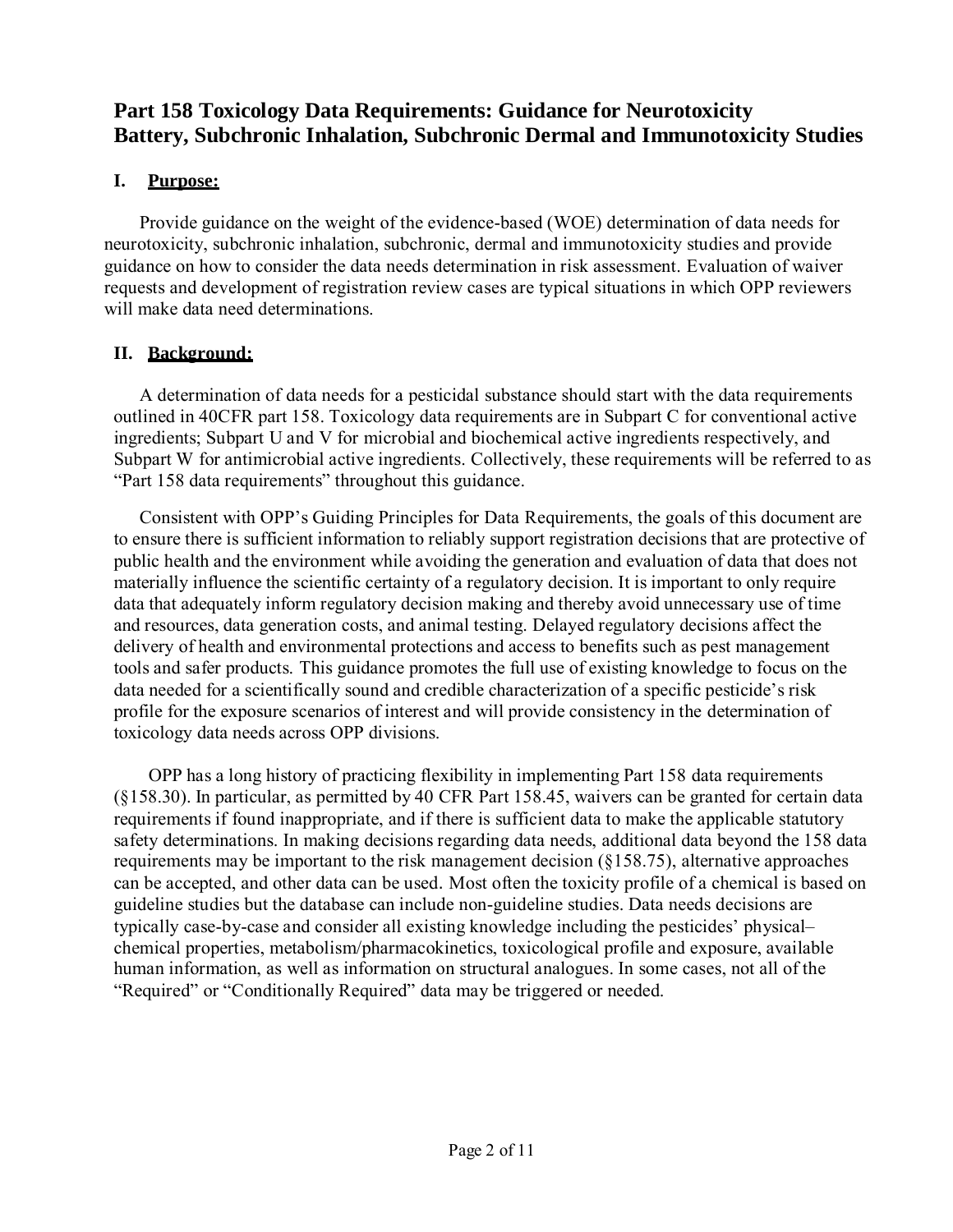# Part 158 Toxicology Data Requirements: Guidance for Neurotoxicity Battery, Subchronic Inhalation, Subchronic Dermal and Immunotoxicity Studies

## I. Purpose:

Provide guidance on the weight of the evidence-based (WOE) determination of data needs for neurotoxicity, subchronic inhalation, subchronic, dermal and immunotoxicity studies and provide guidance on how to consider the data needs determination in risk assessment. Evaluation of waiver requests and development of registration review cases are typical situations in which OPP reviewers will make data need determinations.

## II. Background:

A determination of data needs for a pesticidal substance should start with the data requirements outlined in 40CFR part 158. Toxicology data requirements are in Subpart C for conventional active ingredients; Subpart U and V for microbial and biochemical active ingredients respectively, and Subpart W for antimicrobial active ingredients. Collectively, these requirements will be referred to as "Part 158 data requirements" throughout this guidance.

Consistent with OPP's Guiding Principles for Data Requirements, the goals of this document are to ensure there is sufficient information to reliably support registration decisions that are protective of public health and the environment while avoiding the generation and evaluation of data that does not materially influence the scientific certainty of a regulatory decision. It is important to only require data that adequately inform regulatory decision making and thereby avoid unnecessary use of time and resources, data generation costs, and animal testing. Delayed regulatory decisions affect the delivery of health and environmental protections and access to benefits such as pest management tools and safer products. This guidance promotes the full use of existing knowledge to focus on the data needed for a scientifically sound and credible characterization of a specific pesticide's risk profile for the exposure scenarios of interest and will provide consistency in the determination of toxicology data needs across OPP divisions.

OPP has a long history of practicing flexibility in implementing Part 158 data requirements (§158.30). In particular, as permitted by 40 CFR Part 158.45, waivers can be granted for certain data requirements if found inappropriate, and if there is sufficient data to make the applicable statutory safety determinations. In making decisions regarding data needs, additional data beyond the 158 data requirements may be important to the risk management decision (§158.75), alternative approaches can be accepted, and other data can be used. Most often the toxicity profile of a chemical is based on guideline studies but the database can include non-guideline studies. Data needs decisions are typically case-by-case and consider all existing knowledge including the pesticides' physical–chemical properties, metabolism/pharmacokinetics, toxicological profile and exposure, available human information, as well as information on structural analogues. In some cases, not all of the "Required" or "Conditionally Required" data may be triggered or needed.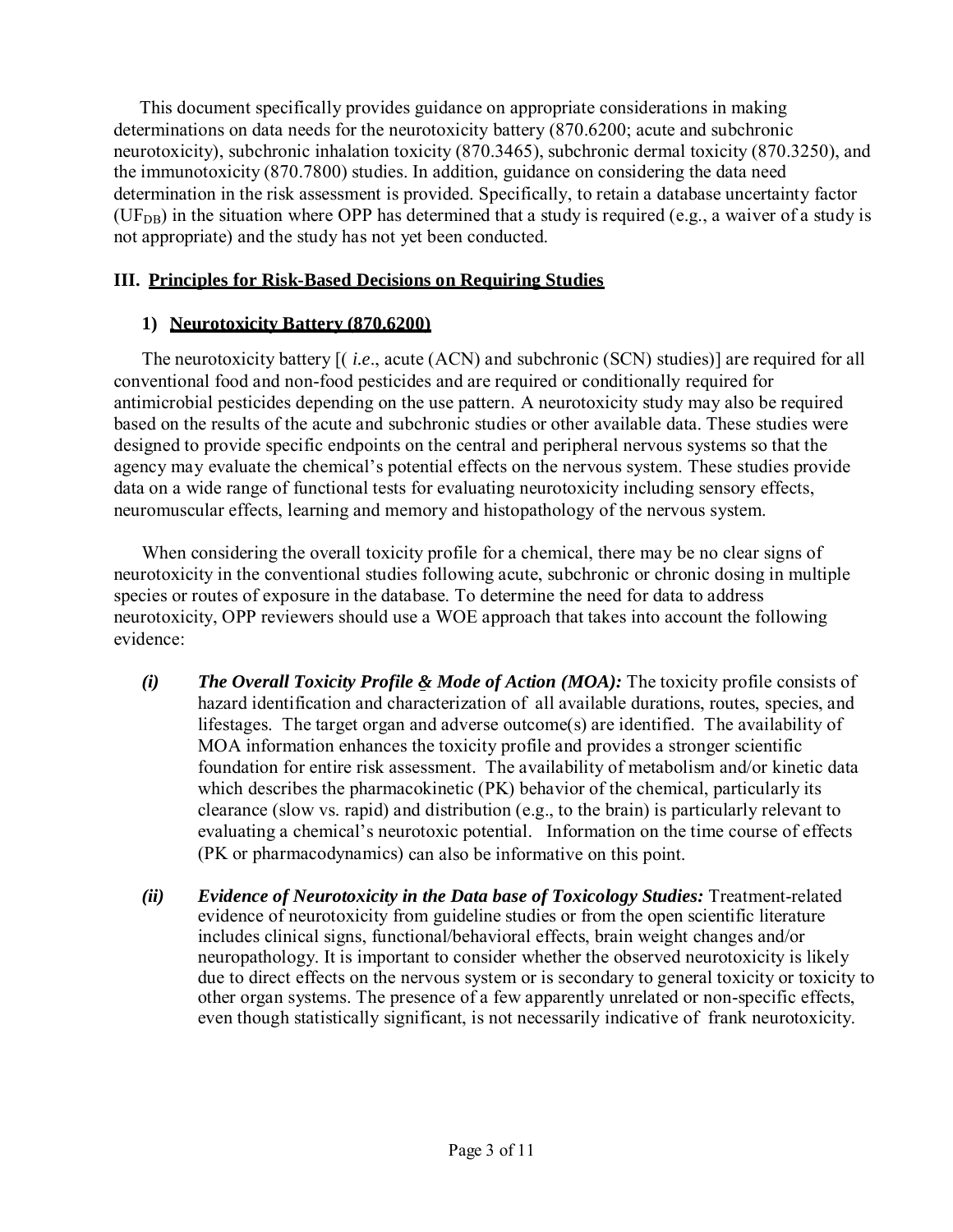This document specifically provides guidance on appropriate considerations in making determinations on data needs for the neurotoxicity battery (870.6200; acute and subchronic neurotoxicity), subchronic inhalation toxicity (870.3465), subchronic dermal toxicity (870.3250), and the immunotoxicity (870.7800) studies. In addition, guidance on considering the data need determination in the risk assessment is provided. Specifically, to retain a database uncertainty factor ($UF_{DB}$) in the situation where OPP has determined that a study is required (e.g., a waiver of a study is not appropriate) and the study has not yet been conducted.

## III. Principles for Risk-Based Decisions on Requiring Studies

### 1) Neurotoxicity Battery (870.6200)

The neurotoxicity battery [( *i.e*., acute (ACN) and subchronic (SCN) studies)] are required for all conventional food and non-food pesticides and are required or conditionally required for antimicrobial pesticides depending on the use pattern. A neurotoxicity study may also be required based on the results of the acute and subchronic studies or other available data. These studies were designed to provide specific endpoints on the central and peripheral nervous systems so that the agency may evaluate the chemical's potential effects on the nervous system. These studies provide data on a wide range of functional tests for evaluating neurotoxicity including sensory effects, neuromuscular effects, learning and memory and histopathology of the nervous system.

When considering the overall toxicity profile for a chemical, there may be no clear signs of neurotoxicity in the conventional studies following acute, subchronic or chronic dosing in multiple species or routes of exposure in the database. To determine the need for data to address neurotoxicity, OPP reviewers should use a WOE approach that takes into account the following evidence:

- ***(i) The Overall Toxicity Profile & Mode of Action (MOA):*** The toxicity profile consists of hazard identification and characterization of all available durations, routes, species, and lifestages. The target organ and adverse outcome(s) are identified. The availability of MOA information enhances the toxicity profile and provides a stronger scientific foundation for entire risk assessment. The availability of metabolism and/or kinetic data which describes the pharmacokinetic (PK) behavior of the chemical, particularly its clearance (slow vs. rapid) and distribution (e.g., to the brain) is particularly relevant to evaluating a chemical's neurotoxic potential. Information on the time course of effects (PK or pharmacodynamics) can also be informative on this point.

- ***(ii) Evidence of Neurotoxicity in the Data base of Toxicology Studies:*** Treatment-related evidence of neurotoxicity from guideline studies or from the open scientific literature includes clinical signs, functional/behavioral effects, brain weight changes and/or neuropathology. It is important to consider whether the observed neurotoxicity is likely due to direct effects on the nervous system or is secondary to general toxicity or toxicity to other organ systems. The presence of a few apparently unrelated or non-specific effects, even though statistically significant, is not necessarily indicative of frank neurotoxicity.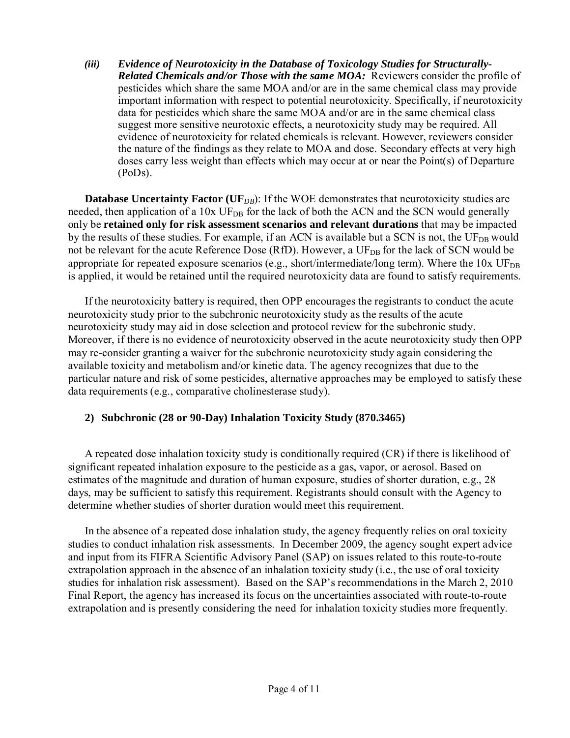*(iii)* ***Evidence of Neurotoxicity in the Database of Toxicology Studies for Structurally-Related Chemicals and/or Those with the same MOA:*** Reviewers consider the profile of pesticides which share the same MOA and/or are in the same chemical class may provide important information with respect to potential neurotoxicity. Specifically, if neurotoxicity data for pesticides which share the same MOA and/or are in the same chemical class suggest more sensitive neurotoxic effects, a neurotoxicity study may be required. All evidence of neurotoxicity for related chemicals is relevant. However, reviewers consider the nature of the findings as they relate to MOA and dose. Secondary effects at very high doses carry less weight than effects which may occur at or near the Point(s) of Departure (PoDs).

**Database Uncertainty Factor ($UF_{DB}$)**: If the WOE demonstrates that neurotoxicity studies are needed, then application of a 10x $UF_{DB}$ for the lack of both the ACN and the SCN would generally only be **retained only for risk assessment scenarios and relevant durations** that may be impacted by the results of these studies. For example, if an ACN is available but a SCN is not, the $UF_{DB}$ would not be relevant for the acute Reference Dose (RfD). However, a $UF_{DB}$ for the lack of SCN would be appropriate for repeated exposure scenarios (e.g., short/intermediate/long term). Where the 10x $UF_{DB}$ is applied, it would be retained until the required neurotoxicity data are found to satisfy requirements.

If the neurotoxicity battery is required, then OPP encourages the registrants to conduct the acute neurotoxicity study prior to the subchronic neurotoxicity study as the results of the acute neurotoxicity study may aid in dose selection and protocol review for the subchronic study. Moreover, if there is no evidence of neurotoxicity observed in the acute neurotoxicity study then OPP may re-consider granting a waiver for the subchronic neurotoxicity study again considering the available toxicity and metabolism and/or kinetic data. The agency recognizes that due to the particular nature and risk of some pesticides, alternative approaches may be employed to satisfy these data requirements (e.g., comparative cholinesterase study).

### 2) Subchronic (28 or 90-Day) Inhalation Toxicity Study (870.3465)

A repeated dose inhalation toxicity study is conditionally required (CR) if there is likelihood of significant repeated inhalation exposure to the pesticide as a gas, vapor, or aerosol. Based on estimates of the magnitude and duration of human exposure, studies of shorter duration, e.g., 28 days, may be sufficient to satisfy this requirement. Registrants should consult with the Agency to determine whether studies of shorter duration would meet this requirement.

In the absence of a repeated dose inhalation study, the agency frequently relies on oral toxicity studies to conduct inhalation risk assessments. In December 2009, the agency sought expert advice and input from its FIFRA Scientific Advisory Panel (SAP) on issues related to this route-to-route extrapolation approach in the absence of an inhalation toxicity study (i.e., the use of oral toxicity studies for inhalation risk assessment). Based on the SAP's recommendations in the March 2, 2010 Final Report, the agency has increased its focus on the uncertainties associated with route-to-route extrapolation and is presently considering the need for inhalation toxicity studies more frequently.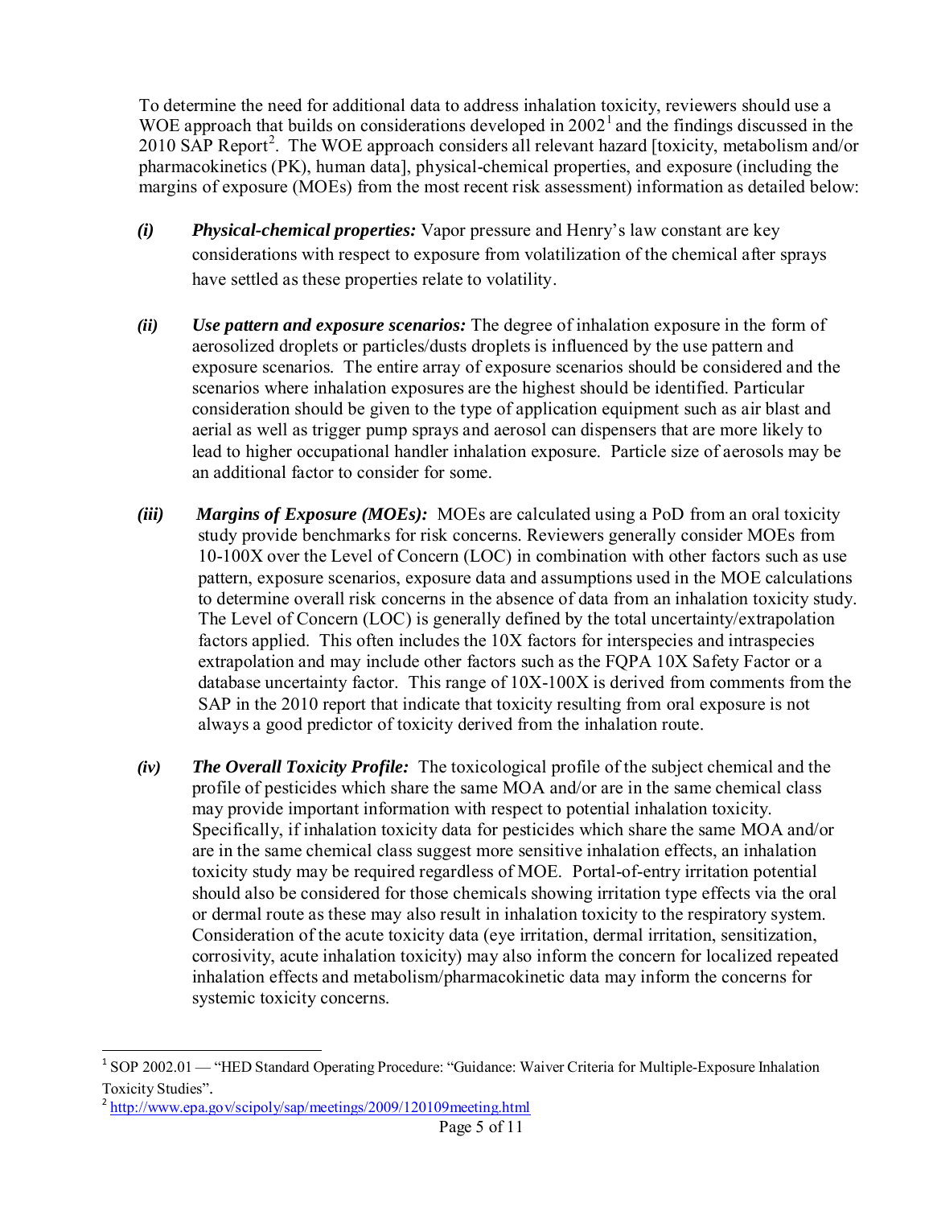To determine the need for additional data to address inhalation toxicity, reviewers should use a WOE approach that builds on considerations developed in 2002[1] and the findings discussed in the 2010 SAP Report[2]. The WOE approach considers all relevant hazard [toxicity, metabolism and/or pharmacokinetics (PK), human data], physical-chemical properties, and exposure (including the margins of exposure (MOEs) from the most recent risk assessment) information as detailed below:

***(i)*** ***Physical-chemical properties:*** Vapor pressure and Henry's law constant are key considerations with respect to exposure from volatilization of the chemical after sprays have settled as these properties relate to volatility.

***(ii)*** ***Use pattern and exposure scenarios:*** The degree of inhalation exposure in the form of aerosolized droplets or particles/dusts droplets is influenced by the use pattern and exposure scenarios. The entire array of exposure scenarios should be considered and the scenarios where inhalation exposures are the highest should be identified. Particular consideration should be given to the type of application equipment such as air blast and aerial as well as trigger pump sprays and aerosol can dispensers that are more likely to lead to higher occupational handler inhalation exposure. Particle size of aerosols may be an additional factor to consider for some.

***(iii)*** ***Margins of Exposure (MOEs):*** MOEs are calculated using a PoD from an oral toxicity study provide benchmarks for risk concerns. Reviewers generally consider MOEs from 10-100X over the Level of Concern (LOC) in combination with other factors such as use pattern, exposure scenarios, exposure data and assumptions used in the MOE calculations to determine overall risk concerns in the absence of data from an inhalation toxicity study. The Level of Concern (LOC) is generally defined by the total uncertainty/extrapolation factors applied. This often includes the 10X factors for interspecies and intraspecies extrapolation and may include other factors such as the FQPA 10X Safety Factor or a database uncertainty factor. This range of 10X-100X is derived from comments from the SAP in the 2010 report that indicate that toxicity resulting from oral exposure is not always a good predictor of toxicity derived from the inhalation route.

***(iv)*** ***The Overall Toxicity Profile:*** The toxicological profile of the subject chemical and the profile of pesticides which share the same MOA and/or are in the same chemical class may provide important information with respect to potential inhalation toxicity. Specifically, if inhalation toxicity data for pesticides which share the same MOA and/or are in the same chemical class suggest more sensitive inhalation effects, an inhalation toxicity study may be required regardless of MOE. Portal-of-entry irritation potential should also be considered for those chemicals showing irritation type effects via the oral or dermal route as these may also result in inhalation toxicity to the respiratory system. Consideration of the acute toxicity data (eye irritation, dermal irritation, sensitization, corrosivity, acute inhalation toxicity) may also inform the concern for localized repeated inhalation effects and metabolism/pharmacokinetic data may inform the concerns for systemic toxicity concerns.

---

[1] SOP 2002.01 — "HED Standard Operating Procedure: "Guidance: Waiver Criteria for Multiple-Exposure Inhalation Toxicity Studies".

[2] http://www.epa.gov/scipoly/sap/meetings/2009/120109meeting.html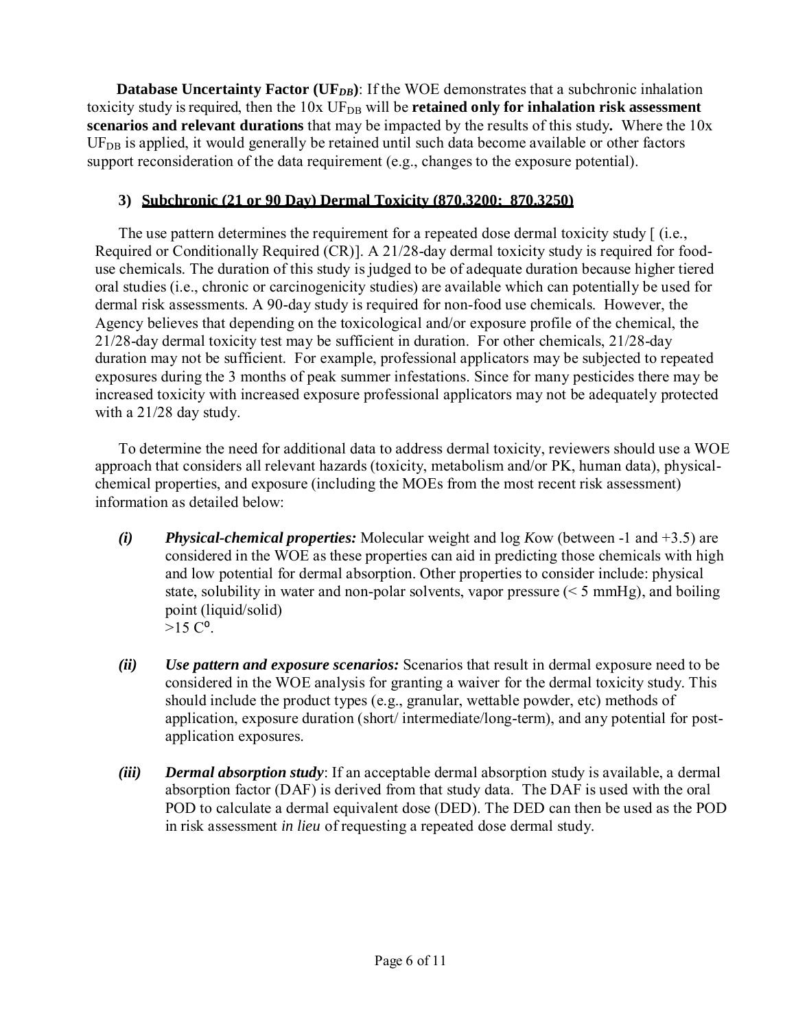**Database Uncertainty Factor ($UF_{DB}$)**: If the WOE demonstrates that a subchronic inhalation toxicity study is required, then the 10x $UF_{DB}$ will be **retained only for inhalation risk assessment scenarios and relevant durations** that may be impacted by the results of this study**.** Where the 10x $UF_{DB}$ is applied, it would generally be retained until such data become available or other factors support reconsideration of the data requirement (e.g., changes to the exposure potential).

### 3) Subchronic (21 or 90 Day) Dermal Toxicity (870.3200; 870.3250)

The use pattern determines the requirement for a repeated dose dermal toxicity study [ (i.e., Required or Conditionally Required (CR)]. A 21/28-day dermal toxicity study is required for food-use chemicals. The duration of this study is judged to be of adequate duration because higher tiered oral studies (i.e., chronic or carcinogenicity studies) are available which can potentially be used for dermal risk assessments. A 90-day study is required for non-food use chemicals. However, the Agency believes that depending on the toxicological and/or exposure profile of the chemical, the 21/28-day dermal toxicity test may be sufficient in duration. For other chemicals, 21/28-day duration may not be sufficient. For example, professional applicators may be subjected to repeated exposures during the 3 months of peak summer infestations. Since for many pesticides there may be increased toxicity with increased exposure professional applicators may not be adequately protected with a 21/28 day study.

To determine the need for additional data to address dermal toxicity, reviewers should use a WOE approach that considers all relevant hazards (toxicity, metabolism and/or PK, human data), physical-chemical properties, and exposure (including the MOEs from the most recent risk assessment) information as detailed below:

***(i)*** ***Physical-chemical properties:*** Molecular weight and log *K*ow (between -1 and +3.5) are considered in the WOE as these properties can aid in predicting those chemicals with high and low potential for dermal absorption. Other properties to consider include: physical state, solubility in water and non-polar solvents, vapor pressure (< 5 mmHg), and boiling point (liquid/solid) >15 C$^{o}$.

***(ii)*** ***Use pattern and exposure scenarios:*** Scenarios that result in dermal exposure need to be considered in the WOE analysis for granting a waiver for the dermal toxicity study. This should include the product types (e.g., granular, wettable powder, etc) methods of application, exposure duration (short/ intermediate/long-term), and any potential for post-application exposures.

***(iii)*** ***Dermal absorption study***: If an acceptable dermal absorption study is available, a dermal absorption factor (DAF) is derived from that study data. The DAF is used with the oral POD to calculate a dermal equivalent dose (DED). The DED can then be used as the POD in risk assessment *in lieu* of requesting a repeated dose dermal study.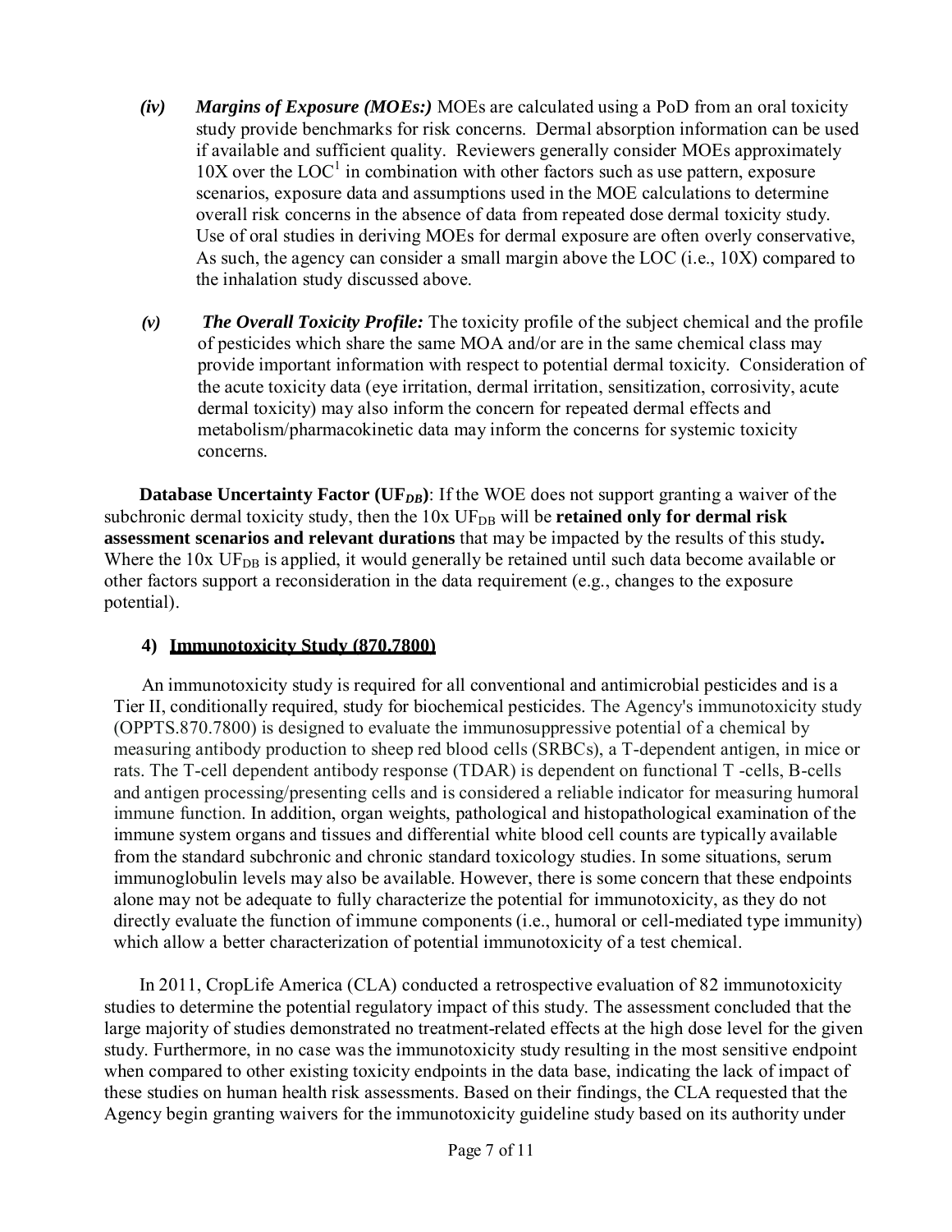*(iv)* ***Margins of Exposure (MOEs:)*** MOEs are calculated using a PoD from an oral toxicity study provide benchmarks for risk concerns. Dermal absorption information can be used if available and sufficient quality. Reviewers generally consider MOEs approximately 10X over the LOC[1] in combination with other factors such as use pattern, exposure scenarios, exposure data and assumptions used in the MOE calculations to determine overall risk concerns in the absence of data from repeated dose dermal toxicity study. Use of oral studies in deriving MOEs for dermal exposure are often overly conservative, As such, the agency can consider a small margin above the LOC (i.e., 10X) compared to the inhalation study discussed above.

*(v)* ***The Overall Toxicity Profile:*** The toxicity profile of the subject chemical and the profile of pesticides which share the same MOA and/or are in the same chemical class may provide important information with respect to potential dermal toxicity. Consideration of the acute toxicity data (eye irritation, dermal irritation, sensitization, corrosivity, acute dermal toxicity) may also inform the concern for repeated dermal effects and metabolism/pharmacokinetic data may inform the concerns for systemic toxicity concerns.

**Database Uncertainty Factor ($UF_{DB}$)**: If the WOE does not support granting a waiver of the subchronic dermal toxicity study, then the 10x $UF_{DB}$ will be **retained only for dermal risk assessment scenarios and relevant durations** that may be impacted by the results of this study**.** Where the 10x $UF_{DB}$ is applied, it would generally be retained until such data become available or other factors support a reconsideration in the data requirement (e.g., changes to the exposure potential).

### 4) Immunotoxicity Study (870.7800)

An immunotoxicity study is required for all conventional and antimicrobial pesticides and is a Tier II, conditionally required, study for biochemical pesticides. The Agency's immunotoxicity study (OPPTS.870.7800) is designed to evaluate the immunosuppressive potential of a chemical by measuring antibody production to sheep red blood cells (SRBCs), a T-dependent antigen, in mice or rats. The T-cell dependent antibody response (TDAR) is dependent on functional T -cells, B-cells and antigen processing/presenting cells and is considered a reliable indicator for measuring humoral immune function. In addition, organ weights, pathological and histopathological examination of the immune system organs and tissues and differential white blood cell counts are typically available from the standard subchronic and chronic standard toxicology studies. In some situations, serum immunoglobulin levels may also be available. However, there is some concern that these endpoints alone may not be adequate to fully characterize the potential for immunotoxicity, as they do not directly evaluate the function of immune components (i.e., humoral or cell-mediated type immunity) which allow a better characterization of potential immunotoxicity of a test chemical.

In 2011, CropLife America (CLA) conducted a retrospective evaluation of 82 immunotoxicity studies to determine the potential regulatory impact of this study. The assessment concluded that the large majority of studies demonstrated no treatment-related effects at the high dose level for the given study. Furthermore, in no case was the immunotoxicity study resulting in the most sensitive endpoint when compared to other existing toxicity endpoints in the data base, indicating the lack of impact of these studies on human health risk assessments. Based on their findings, the CLA requested that the Agency begin granting waivers for the immunotoxicity guideline study based on its authority under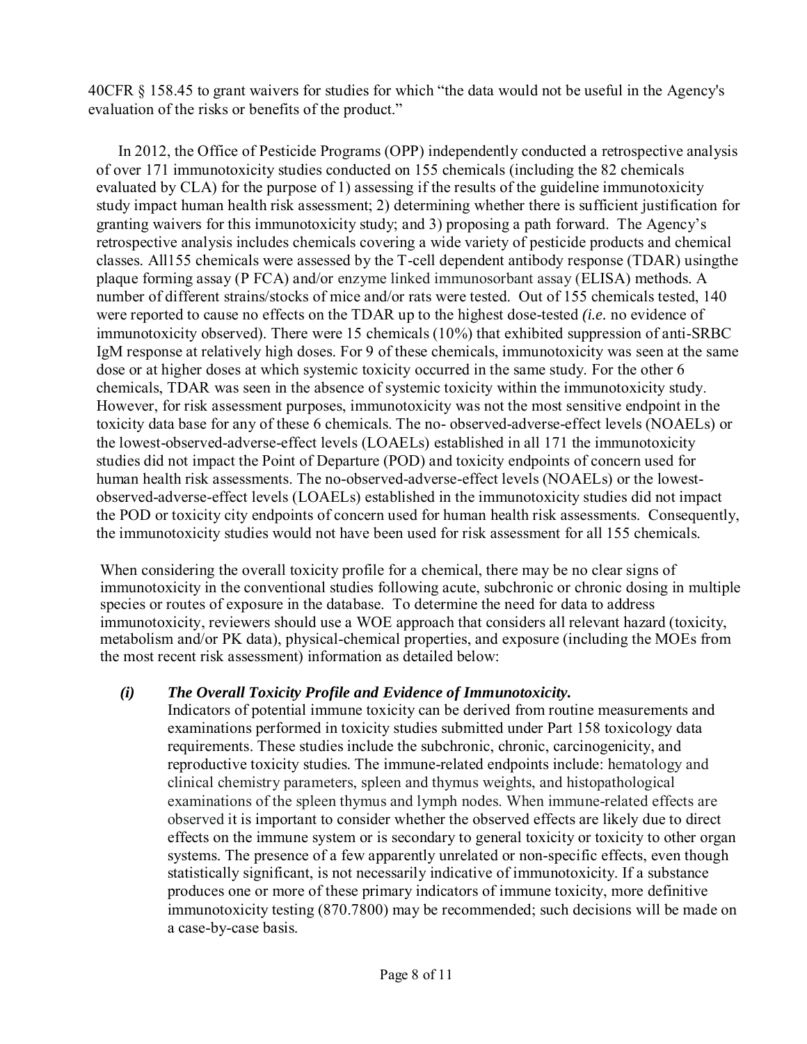40CFR § 158.45 to grant waivers for studies for which "the data would not be useful in the Agency's evaluation of the risks or benefits of the product."

In 2012, the Office of Pesticide Programs (OPP) independently conducted a retrospective analysis of over 171 immunotoxicity studies conducted on 155 chemicals (including the 82 chemicals evaluated by CLA) for the purpose of 1) assessing if the results of the guideline immunotoxicity study impact human health risk assessment; 2) determining whether there is sufficient justification for granting waivers for this immunotoxicity study; and 3) proposing a path forward. The Agency's retrospective analysis includes chemicals covering a wide variety of pesticide products and chemical classes. All155 chemicals were assessed by the T-cell dependent antibody response (TDAR) usingthe plaque forming assay (P FCA) and/or enzyme linked immunosorbant assay (ELISA) methods. A number of different strains/stocks of mice and/or rats were tested. Out of 155 chemicals tested, 140 were reported to cause no effects on the TDAR up to the highest dose-tested *(i.e.* no evidence of immunotoxicity observed). There were 15 chemicals (10%) that exhibited suppression of anti-SRBC IgM response at relatively high doses. For 9 of these chemicals, immunotoxicity was seen at the same dose or at higher doses at which systemic toxicity occurred in the same study. For the other 6 chemicals, TDAR was seen in the absence of systemic toxicity within the immunotoxicity study. However, for risk assessment purposes, immunotoxicity was not the most sensitive endpoint in the toxicity data base for any of these 6 chemicals. The no- observed-adverse-effect levels (NOAELs) or the lowest-observed-adverse-effect levels (LOAELs) established in all 171 the immunotoxicity studies did not impact the Point of Departure (POD) and toxicity endpoints of concern used for human health risk assessments. The no-observed-adverse-effect levels (NOAELs) or the lowest-observed-adverse-effect levels (LOAELs) established in the immunotoxicity studies did not impact the POD or toxicity city endpoints of concern used for human health risk assessments. Consequently, the immunotoxicity studies would not have been used for risk assessment for all 155 chemicals.

When considering the overall toxicity profile for a chemical, there may be no clear signs of immunotoxicity in the conventional studies following acute, subchronic or chronic dosing in multiple species or routes of exposure in the database. To determine the need for data to address immunotoxicity, reviewers should use a WOE approach that considers all relevant hazard (toxicity, metabolism and/or PK data), physical-chemical properties, and exposure (including the MOEs from the most recent risk assessment) information as detailed below:

***(i) The Overall Toxicity Profile and Evidence of Immunotoxicity.***

Indicators of potential immune toxicity can be derived from routine measurements and examinations performed in toxicity studies submitted under Part 158 toxicology data requirements. These studies include the subchronic, chronic, carcinogenicity, and reproductive toxicity studies. The immune-related endpoints include: hematology and clinical chemistry parameters, spleen and thymus weights, and histopathological examinations of the spleen thymus and lymph nodes. When immune-related effects are observed it is important to consider whether the observed effects are likely due to direct effects on the immune system or is secondary to general toxicity or toxicity to other organ systems. The presence of a few apparently unrelated or non-specific effects, even though statistically significant, is not necessarily indicative of immunotoxicity. If a substance produces one or more of these primary indicators of immune toxicity, more definitive immunotoxicity testing (870.7800) may be recommended; such decisions will be made on a case-by-case basis.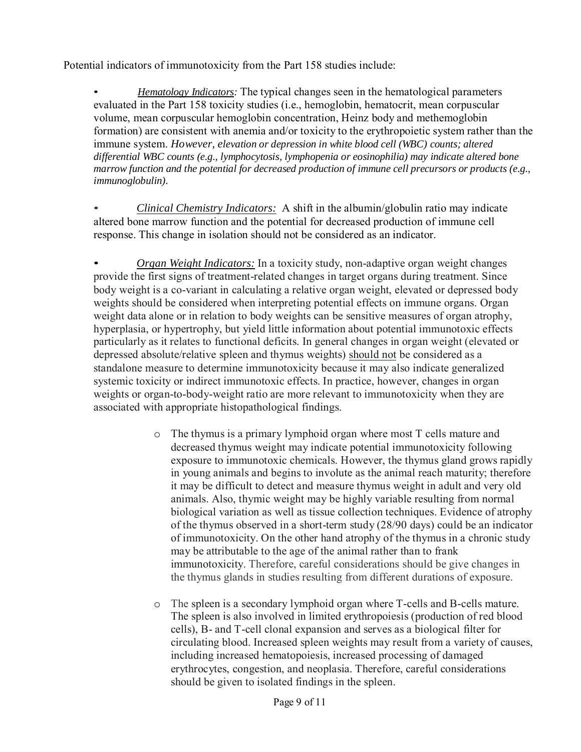Potential indicators of immunotoxicity from the Part 158 studies include:

- *Hematology Indicators:* The typical changes seen in the hematological parameters evaluated in the Part 158 toxicity studies (i.e., hemoglobin, hematocrit, mean corpuscular volume, mean corpuscular hemoglobin concentration, Heinz body and methemoglobin formation) are consistent with anemia and/or toxicity to the erythropoietic system rather than the immune system. *However, elevation or depression in white blood cell (WBC) counts; altered differential WBC counts (e.g., lymphocytosis, lymphopenia or eosinophilia) may indicate altered bone marrow function and the potential for decreased production of immune cell precursors or products (e.g., immunoglobulin).*

- *Clinical Chemistry Indicators:* A shift in the albumin/globulin ratio may indicate altered bone marrow function and the potential for decreased production of immune cell response. This change in isolation should not be considered as an indicator.

- *Organ Weight Indicators:* In a toxicity study, non-adaptive organ weight changes provide the first signs of treatment-related changes in target organs during treatment. Since body weight is a co-variant in calculating a relative organ weight, elevated or depressed body weights should be considered when interpreting potential effects on immune organs. Organ weight data alone or in relation to body weights can be sensitive measures of organ atrophy, hyperplasia, or hypertrophy, but yield little information about potential immunotoxic effects particularly as it relates to functional deficits. In general changes in organ weight (elevated or depressed absolute/relative spleen and thymus weights) should not be considered as a standalone measure to determine immunotoxicity because it may also indicate generalized systemic toxicity or indirect immunotoxic effects. In practice, however, changes in organ weights or organ-to-body-weight ratio are more relevant to immunotoxicity when they are associated with appropriate histopathological findings.

    - The thymus is a primary lymphoid organ where most T cells mature and decreased thymus weight may indicate potential immunotoxicity following exposure to immunotoxic chemicals. However, the thymus gland grows rapidly in young animals and begins to involute as the animal reach maturity; therefore it may be difficult to detect and measure thymus weight in adult and very old animals. Also, thymic weight may be highly variable resulting from normal biological variation as well as tissue collection techniques. Evidence of atrophy of the thymus observed in a short-term study (28/90 days) could be an indicator of immunotoxicity. On the other hand atrophy of the thymus in a chronic study may be attributable to the age of the animal rather than to frank immunotoxicity. Therefore, careful considerations should be give changes in the thymus glands in studies resulting from different durations of exposure.

    - The spleen is a secondary lymphoid organ where T-cells and B-cells mature. The spleen is also involved in limited erythropoiesis (production of red blood cells), B- and T-cell clonal expansion and serves as a biological filter for circulating blood. Increased spleen weights may result from a variety of causes, including increased hematopoiesis, increased processing of damaged erythrocytes, congestion, and neoplasia. Therefore, careful considerations should be given to isolated findings in the spleen.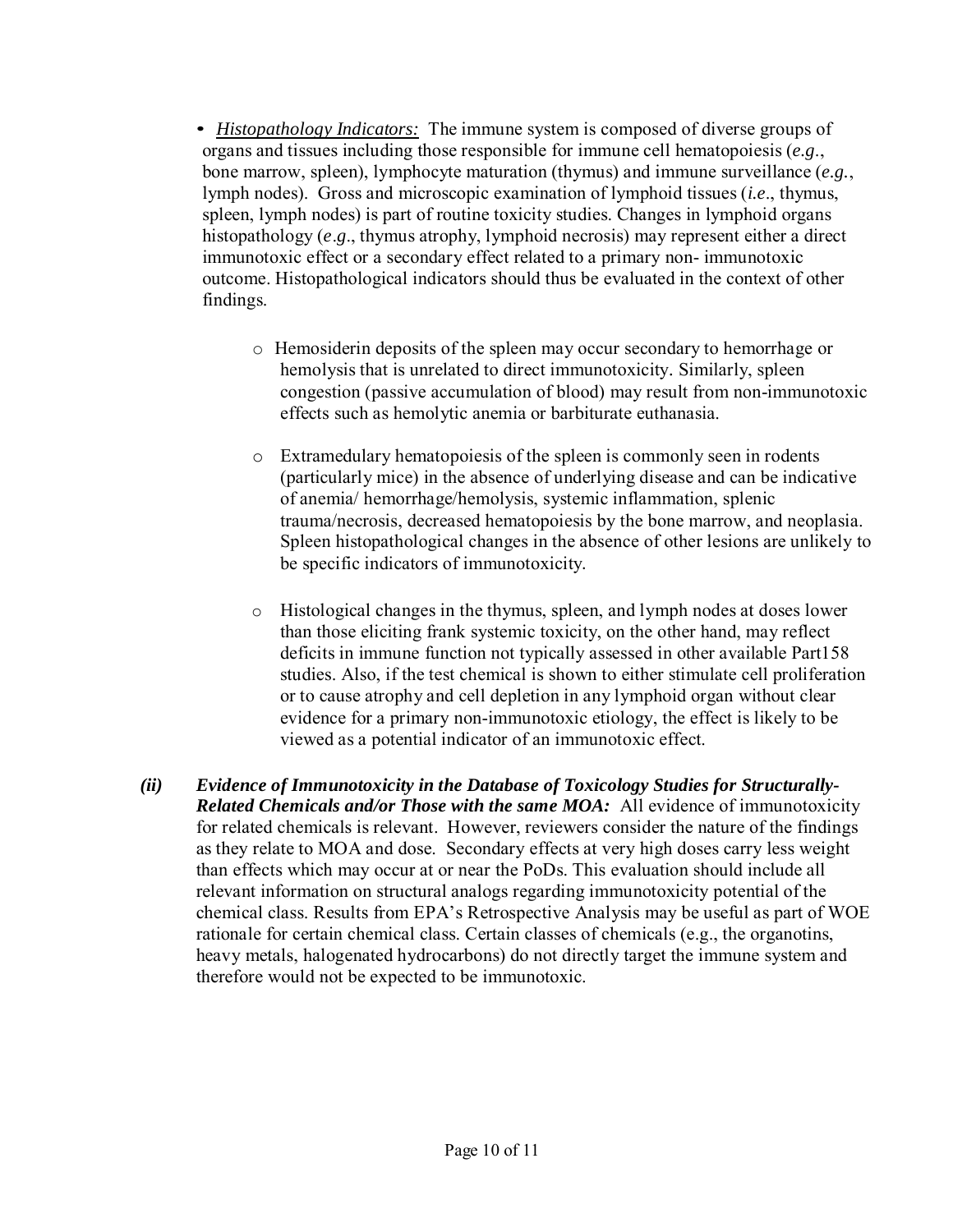- *Histopathology Indicators:* The immune system is composed of diverse groups of organs and tissues including those responsible for immune cell hematopoiesis (*e.g.*, bone marrow, spleen), lymphocyte maturation (thymus) and immune surveillance (*e.g.*, lymph nodes). Gross and microscopic examination of lymphoid tissues (*i.e*., thymus, spleen, lymph nodes) is part of routine toxicity studies. Changes in lymphoid organs histopathology (*e.g*., thymus atrophy, lymphoid necrosis) may represent either a direct immunotoxic effect or a secondary effect related to a primary non- immunotoxic outcome. Histopathological indicators should thus be evaluated in the context of other findings.

  - Hemosiderin deposits of the spleen may occur secondary to hemorrhage or hemolysis that is unrelated to direct immunotoxicity. Similarly, spleen congestion (passive accumulation of blood) may result from non-immunotoxic effects such as hemolytic anemia or barbiturate euthanasia.

  - Extramedulary hematopoiesis of the spleen is commonly seen in rodents (particularly mice) in the absence of underlying disease and can be indicative of anemia/ hemorrhage/hemolysis, systemic inflammation, splenic trauma/necrosis, decreased hematopoiesis by the bone marrow, and neoplasia. Spleen histopathological changes in the absence of other lesions are unlikely to be specific indicators of immunotoxicity.

  - Histological changes in the thymus, spleen, and lymph nodes at doses lower than those eliciting frank systemic toxicity, on the other hand, may reflect deficits in immune function not typically assessed in other available Part158 studies. Also, if the test chemical is shown to either stimulate cell proliferation or to cause atrophy and cell depletion in any lymphoid organ without clear evidence for a primary non-immunotoxic etiology, the effect is likely to be viewed as a potential indicator of an immunotoxic effect.

***(ii) Evidence of Immunotoxicity in the Database of Toxicology Studies for Structurally-Related Chemicals and/or Those with the same MOA:*** All evidence of immunotoxicity for related chemicals is relevant. However, reviewers consider the nature of the findings as they relate to MOA and dose. Secondary effects at very high doses carry less weight than effects which may occur at or near the PoDs. This evaluation should include all relevant information on structural analogs regarding immunotoxicity potential of the chemical class. Results from EPA's Retrospective Analysis may be useful as part of WOE rationale for certain chemical class. Certain classes of chemicals (e.g., the organotins, heavy metals, halogenated hydrocarbons) do not directly target the immune system and therefore would not be expected to be immunotoxic.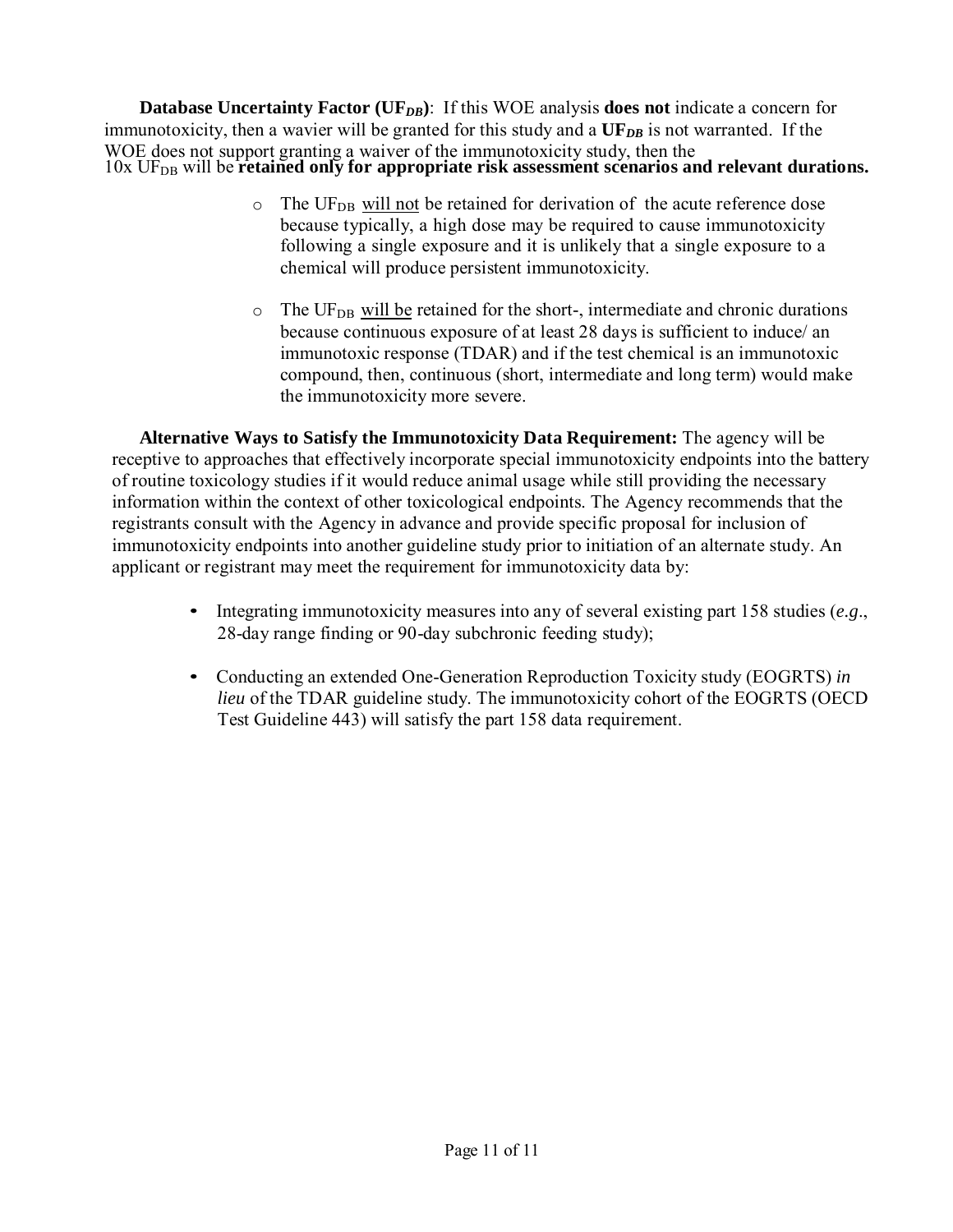**Database Uncertainty Factor ($UF_{DB}$)**: If this WOE analysis **does not** indicate a concern for immunotoxicity, then a wavier will be granted for this study and a **$UF_{DB}$** is not warranted. If the WOE does not support granting a waiver of the immunotoxicity study, then the 10x $UF_{DB}$ will be **retained only for appropriate risk assessment scenarios and relevant durations.**

- The $UF_{DB}$ will not be retained for derivation of the acute reference dose because typically, a high dose may be required to cause immunotoxicity following a single exposure and it is unlikely that a single exposure to a chemical will produce persistent immunotoxicity.

- The $UF_{DB}$ will be retained for the short-, intermediate and chronic durations because continuous exposure of at least 28 days is sufficient to induce/ an immunotoxic response (TDAR) and if the test chemical is an immunotoxic compound, then, continuous (short, intermediate and long term) would make the immunotoxicity more severe.

**Alternative Ways to Satisfy the Immunotoxicity Data Requirement:** The agency will be receptive to approaches that effectively incorporate special immunotoxicity endpoints into the battery of routine toxicology studies if it would reduce animal usage while still providing the necessary information within the context of other toxicological endpoints. The Agency recommends that the registrants consult with the Agency in advance and provide specific proposal for inclusion of immunotoxicity endpoints into another guideline study prior to initiation of an alternate study. An applicant or registrant may meet the requirement for immunotoxicity data by:

- Integrating immunotoxicity measures into any of several existing part 158 studies (*e.g*., 28-day range finding or 90-day subchronic feeding study);

- Conducting an extended One-Generation Reproduction Toxicity study (EOGRTS) *in lieu* of the TDAR guideline study. The immunotoxicity cohort of the EOGRTS (OECD Test Guideline 443) will satisfy the part 158 data requirement.